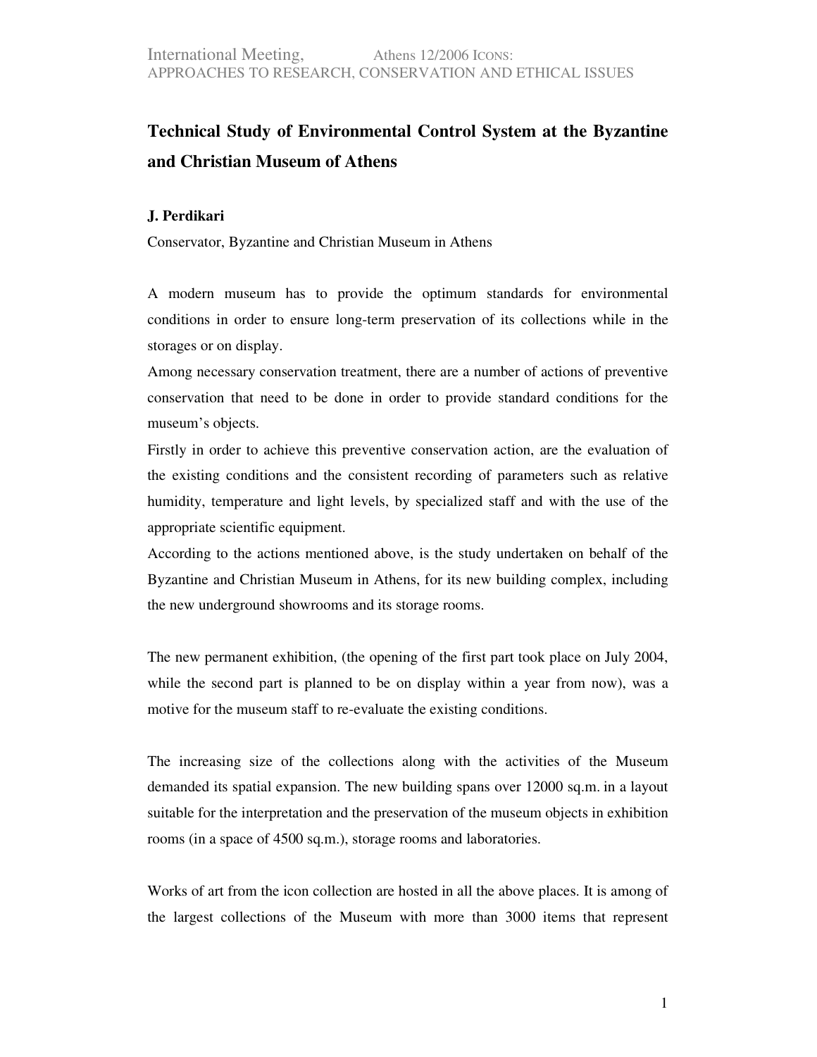# Technical Study of Environmental Control System at the Byzantine and Christian Museum of Athens

**J. Perdikari**

Conservator, Byzantine and Christian Museum in Athens

A modern museum has to provide the optimum standards for environmental conditions in order to ensure long-term preservation of its collections while in the storages or on display.

Among necessary conservation treatment, there are a number of actions of preventive conservation that need to be done in order to provide standard conditions for the museum's objects.

Firstly in order to achieve this preventive conservation action, are the evaluation of the existing conditions and the consistent recording of parameters such as relative humidity, temperature and light levels, by specialized staff and with the use of the appropriate scientific equipment.

According to the actions mentioned above, is the study undertaken on behalf of the Byzantine and Christian Museum in Athens, for its new building complex, including the new underground showrooms and its storage rooms.

The new permanent exhibition, (the opening of the first part took place on July 2004, while the second part is planned to be on display within a year from now), was a motive for the museum staff to re-evaluate the existing conditions.

The increasing size of the collections along with the activities of the Museum demanded its spatial expansion. The new building spans over 12000 sq.m. in a layout suitable for the interpretation and the preservation of the museum objects in exhibition rooms (in a space of 4500 sq.m.), storage rooms and laboratories.

Works of art from the icon collection are hosted in all the above places. It is among of the largest collections of the Museum with more than 3000 items that represent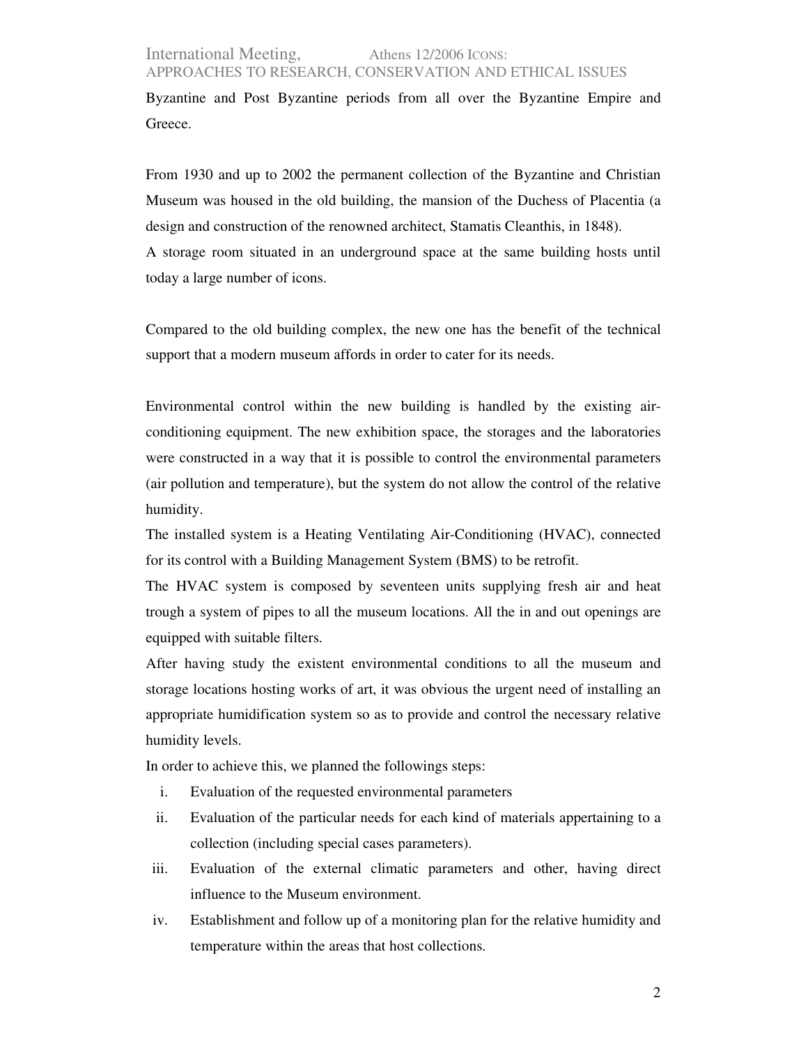Byzantine and Post Byzantine periods from all over the Byzantine Empire and Greece.

From 1930 and up to 2002 the permanent collection of the Byzantine and Christian Museum was housed in the old building, the mansion of the Duchess of Placentia (a design and construction of the renowned architect, Stamatis Cleanthis, in 1848).
A storage room situated in an underground space at the same building hosts until today a large number of icons.

Compared to the old building complex, the new one has the benefit of the technical support that a modern museum affords in order to cater for its needs.

Environmental control within the new building is handled by the existing air-conditioning equipment. The new exhibition space, the storages and the laboratories were constructed in a way that it is possible to control the environmental parameters (air pollution and temperature), but the system do not allow the control of the relative humidity.
The installed system is a Heating Ventilating Air-Conditioning (HVAC), connected for its control with a Building Management System (BMS) to be retrofit.
The HVAC system is composed by seventeen units supplying fresh air and heat trough a system of pipes to all the museum locations. All the in and out openings are equipped with suitable filters.
After having study the existent environmental conditions to all the museum and storage locations hosting works of art, it was obvious the urgent need of installing an appropriate humidification system so as to provide and control the necessary relative humidity levels.
In order to achieve this, we planned the followings steps:

i. Evaluation of the requested environmental parameters
ii. Evaluation of the particular needs for each kind of materials appertaining to a collection (including special cases parameters).
iii. Evaluation of the external climatic parameters and other, having direct influence to the Museum environment.
iv. Establishment and follow up of a monitoring plan for the relative humidity and temperature within the areas that host collections.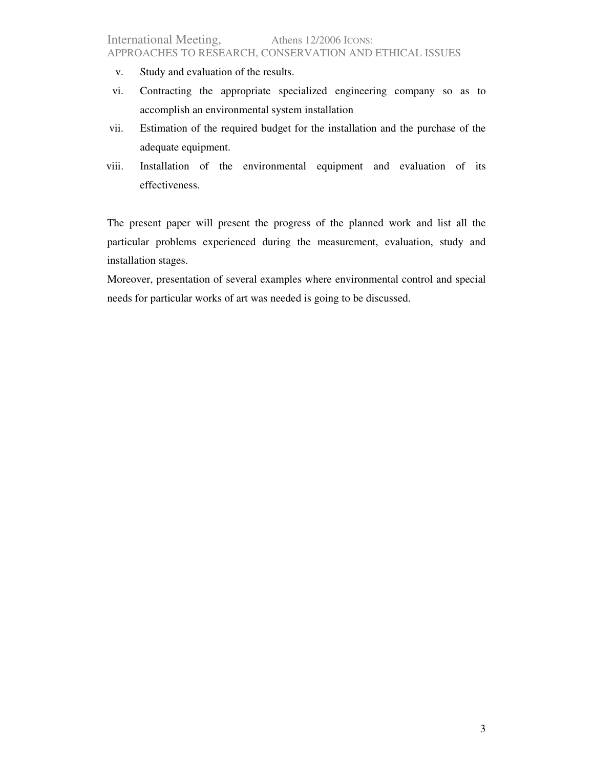v. Study and evaluation of the results.

vi. Contracting the appropriate specialized engineering company so as to accomplish an environmental system installation

vii. Estimation of the required budget for the installation and the purchase of the adequate equipment.

viii. Installation of the environmental equipment and evaluation of its effectiveness.

The present paper will present the progress of the planned work and list all the particular problems experienced during the measurement, evaluation, study and installation stages.

Moreover, presentation of several examples where environmental control and special needs for particular works of art was needed is going to be discussed.